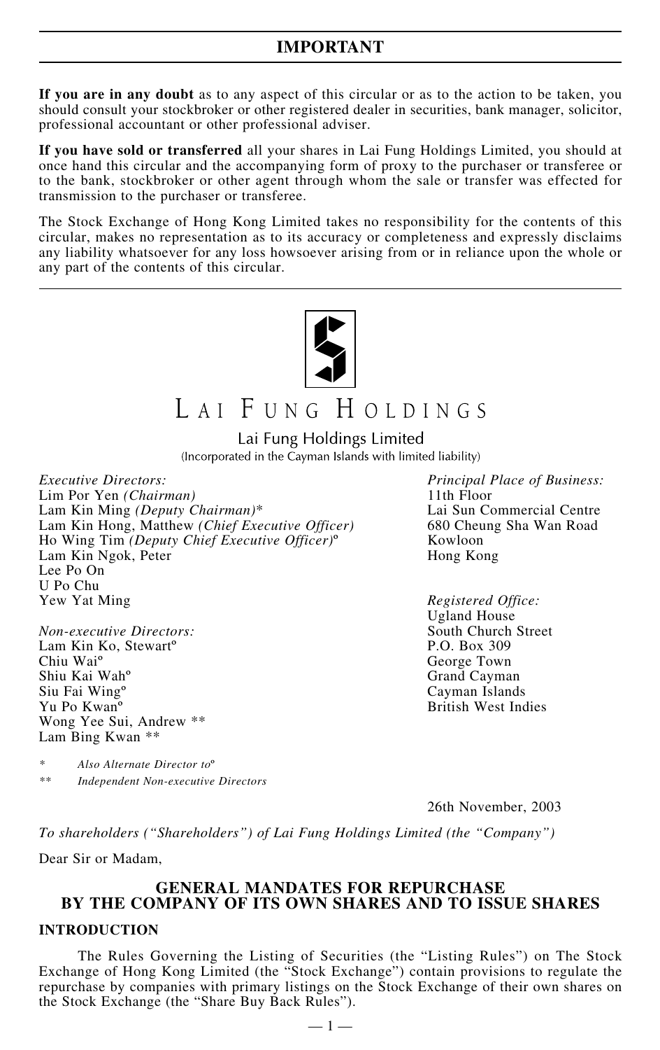## IMPORTANT

**If you are in any doubt** as to any aspect of this circular or as to the action to be taken, you should consult your stockbroker or other registered dealer in securities, bank manager, solicitor, professional accountant or other professional adviser.

**If you have sold or transferred** all your shares in Lai Fung Holdings Limited, you should at once hand this circular and the accompanying form of proxy to the purchaser or transferee or to the bank, stockbroker or other agent through whom the sale or transfer was effected for transmission to the purchaser or transferee.

The Stock Exchange of Hong Kong Limited takes no responsibility for the contents of this circular, makes no representation as to its accuracy or completeness and expressly disclaims any liability whatsoever for any loss howsoever arising from or in reliance upon the whole or any part of the contents of this circular.

# LAI FUNG HOLDINGS

Lai Fung Holdings Limited

(Incorporated in the Cayman Islands with limited liability)

*Executive Directors:*
Lim Por Yen *(Chairman)*
Lam Kin Ming *(Deputy Chairman)**
Lam Kin Hong, Matthew *(Chief Executive Officer)*
Ho Wing Tim *(Deputy Chief Executive Officer)*º
Lam Kin Ngok, Peter
Lee Po On
U Po Chu
Yew Yat Ming

*Non-executive Directors:*
Lam Kin Ko, Stewartº
Chiu Waiº
Shiu Kai Wahº
Siu Fai Wingº
Yu Po Kwanº
Wong Yee Sui, Andrew **
Lam Bing Kwan **

\* *Also Alternate Director to*º

** *Independent Non-executive Directors*

*Principal Place of Business:*
11th Floor
Lai Sun Commercial Centre
680 Cheung Sha Wan Road
Kowloon
Hong Kong

*Registered Office:*
Ugland House
South Church Street
P.O. Box 309
George Town
Grand Cayman
Cayman Islands
British West Indies

26th November, 2003

*To shareholders ("Shareholders") of Lai Fung Holdings Limited (the "Company")*

Dear Sir or Madam,

## GENERAL MANDATES FOR REPURCHASE BY THE COMPANY OF ITS OWN SHARES AND TO ISSUE SHARES

### INTRODUCTION

The Rules Governing the Listing of Securities (the "Listing Rules") on The Stock Exchange of Hong Kong Limited (the "Stock Exchange") contain provisions to regulate the repurchase by companies with primary listings on the Stock Exchange of their own shares on the Stock Exchange (the "Share Buy Back Rules").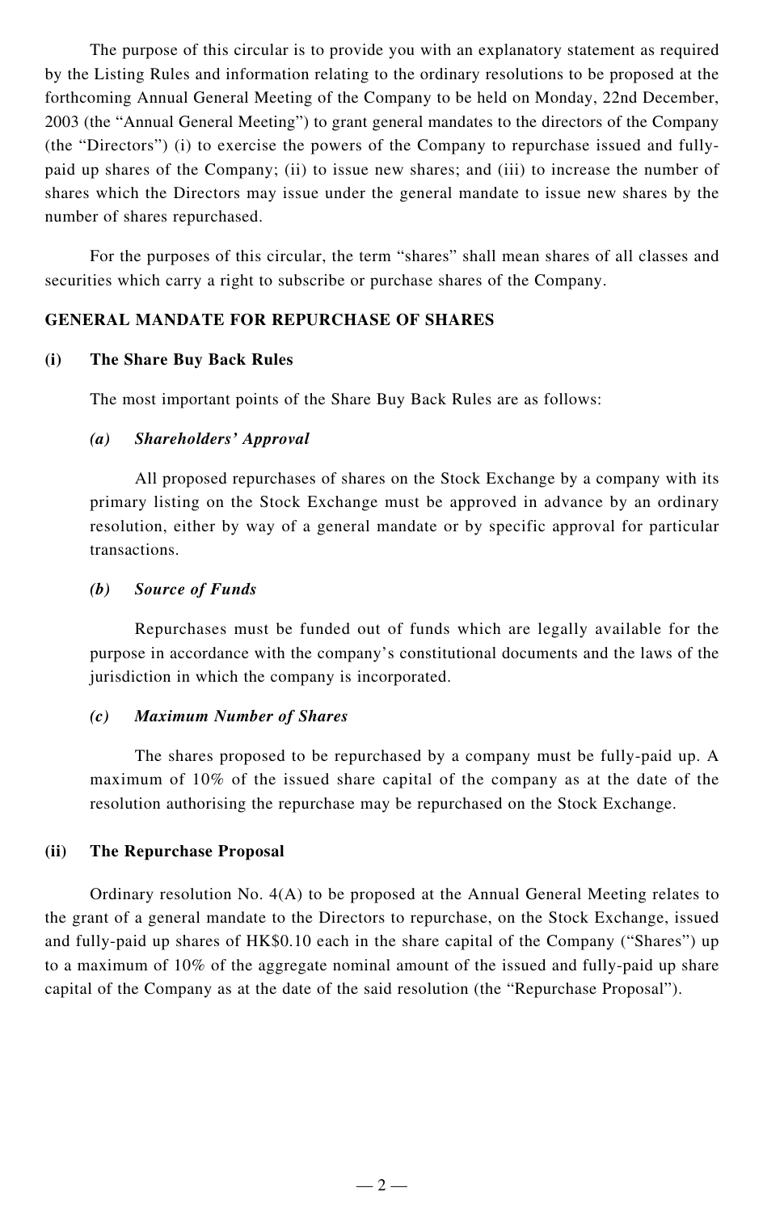The purpose of this circular is to provide you with an explanatory statement as required by the Listing Rules and information relating to the ordinary resolutions to be proposed at the forthcoming Annual General Meeting of the Company to be held on Monday, 22nd December, 2003 (the "Annual General Meeting") to grant general mandates to the directors of the Company (the "Directors") (i) to exercise the powers of the Company to repurchase issued and fully-paid up shares of the Company; (ii) to issue new shares; and (iii) to increase the number of shares which the Directors may issue under the general mandate to issue new shares by the number of shares repurchased.

For the purposes of this circular, the term "shares" shall mean shares of all classes and securities which carry a right to subscribe or purchase shares of the Company.

## GENERAL MANDATE FOR REPURCHASE OF SHARES

### (i) The Share Buy Back Rules

The most important points of the Share Buy Back Rules are as follows:

#### *(a) Shareholders' Approval*

All proposed repurchases of shares on the Stock Exchange by a company with its primary listing on the Stock Exchange must be approved in advance by an ordinary resolution, either by way of a general mandate or by specific approval for particular transactions.

#### *(b) Source of Funds*

Repurchases must be funded out of funds which are legally available for the purpose in accordance with the company's constitutional documents and the laws of the jurisdiction in which the company is incorporated.

#### *(c) Maximum Number of Shares*

The shares proposed to be repurchased by a company must be fully-paid up. A maximum of 10% of the issued share capital of the company as at the date of the resolution authorising the repurchase may be repurchased on the Stock Exchange.

### (ii) The Repurchase Proposal

Ordinary resolution No. 4(A) to be proposed at the Annual General Meeting relates to the grant of a general mandate to the Directors to repurchase, on the Stock Exchange, issued and fully-paid up shares of HK$0.10 each in the share capital of the Company ("Shares") up to a maximum of 10% of the aggregate nominal amount of the issued and fully-paid up share capital of the Company as at the date of the said resolution (the "Repurchase Proposal").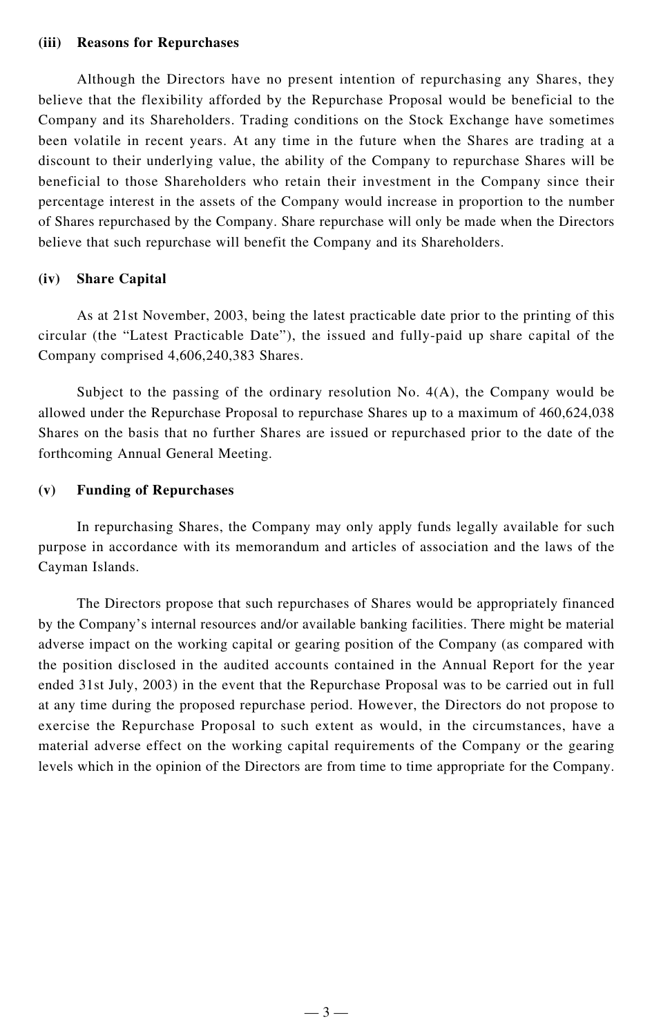**(iii) Reasons for Repurchases**

Although the Directors have no present intention of repurchasing any Shares, they believe that the flexibility afforded by the Repurchase Proposal would be beneficial to the Company and its Shareholders. Trading conditions on the Stock Exchange have sometimes been volatile in recent years. At any time in the future when the Shares are trading at a discount to their underlying value, the ability of the Company to repurchase Shares will be beneficial to those Shareholders who retain their investment in the Company since their percentage interest in the assets of the Company would increase in proportion to the number of Shares repurchased by the Company. Share repurchase will only be made when the Directors believe that such repurchase will benefit the Company and its Shareholders.

**(iv) Share Capital**

As at 21st November, 2003, being the latest practicable date prior to the printing of this circular (the "Latest Practicable Date"), the issued and fully-paid up share capital of the Company comprised 4,606,240,383 Shares.

Subject to the passing of the ordinary resolution No. 4(A), the Company would be allowed under the Repurchase Proposal to repurchase Shares up to a maximum of 460,624,038 Shares on the basis that no further Shares are issued or repurchased prior to the date of the forthcoming Annual General Meeting.

**(v) Funding of Repurchases**

In repurchasing Shares, the Company may only apply funds legally available for such purpose in accordance with its memorandum and articles of association and the laws of the Cayman Islands.

The Directors propose that such repurchases of Shares would be appropriately financed by the Company's internal resources and/or available banking facilities. There might be material adverse impact on the working capital or gearing position of the Company (as compared with the position disclosed in the audited accounts contained in the Annual Report for the year ended 31st July, 2003) in the event that the Repurchase Proposal was to be carried out in full at any time during the proposed repurchase period. However, the Directors do not propose to exercise the Repurchase Proposal to such extent as would, in the circumstances, have a material adverse effect on the working capital requirements of the Company or the gearing levels which in the opinion of the Directors are from time to time appropriate for the Company.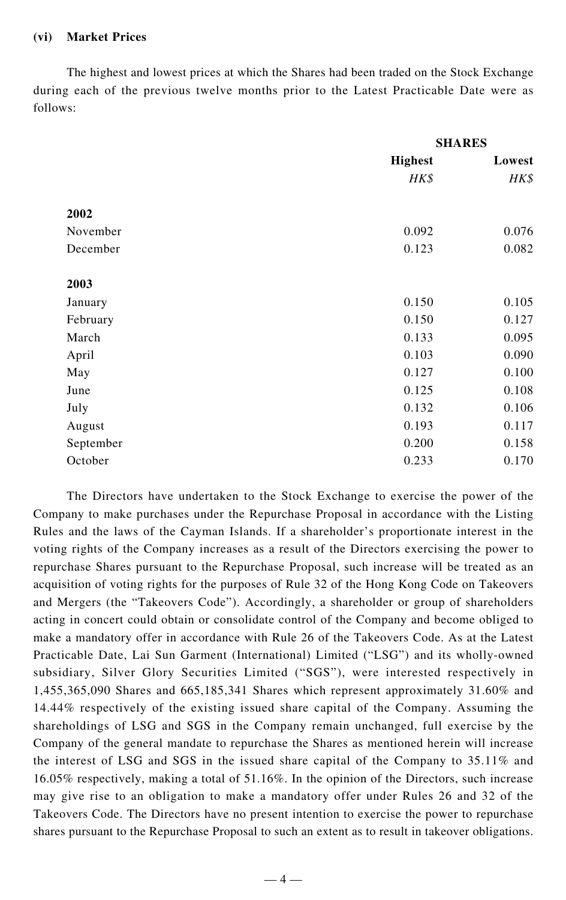#### (vi) Market Prices

The highest and lowest prices at which the Shares had been traded on the Stock Exchange during each of the previous twelve months prior to the Latest Practicable Date were as follows:

| | SHARES | |
|---|---|---|
| | **Highest** | **Lowest** |
| | *HK$* | *HK$* |
| **2002** | | |
| November | 0.092 | 0.076 |
| December | 0.123 | 0.082 |
| **2003** | | |
| January | 0.150 | 0.105 |
| February | 0.150 | 0.127 |
| March | 0.133 | 0.095 |
| April | 0.103 | 0.090 |
| May | 0.127 | 0.100 |
| June | 0.125 | 0.108 |
| July | 0.132 | 0.106 |
| August | 0.193 | 0.117 |
| September | 0.200 | 0.158 |
| October | 0.233 | 0.170 |

The Directors have undertaken to the Stock Exchange to exercise the power of the Company to make purchases under the Repurchase Proposal in accordance with the Listing Rules and the laws of the Cayman Islands. If a shareholder's proportionate interest in the voting rights of the Company increases as a result of the Directors exercising the power to repurchase Shares pursuant to the Repurchase Proposal, such increase will be treated as an acquisition of voting rights for the purposes of Rule 32 of the Hong Kong Code on Takeovers and Mergers (the "Takeovers Code"). Accordingly, a shareholder or group of shareholders acting in concert could obtain or consolidate control of the Company and become obliged to make a mandatory offer in accordance with Rule 26 of the Takeovers Code. As at the Latest Practicable Date, Lai Sun Garment (International) Limited ("LSG") and its wholly-owned subsidiary, Silver Glory Securities Limited ("SGS"), were interested respectively in 1,455,365,090 Shares and 665,185,341 Shares which represent approximately 31.60% and 14.44% respectively of the existing issued share capital of the Company. Assuming the shareholdings of LSG and SGS in the Company remain unchanged, full exercise by the Company of the general mandate to repurchase the Shares as mentioned herein will increase the interest of LSG and SGS in the issued share capital of the Company to 35.11% and 16.05% respectively, making a total of 51.16%. In the opinion of the Directors, such increase may give rise to an obligation to make a mandatory offer under Rules 26 and 32 of the Takeovers Code. The Directors have no present intention to exercise the power to repurchase shares pursuant to the Repurchase Proposal to such an extent as to result in takeover obligations.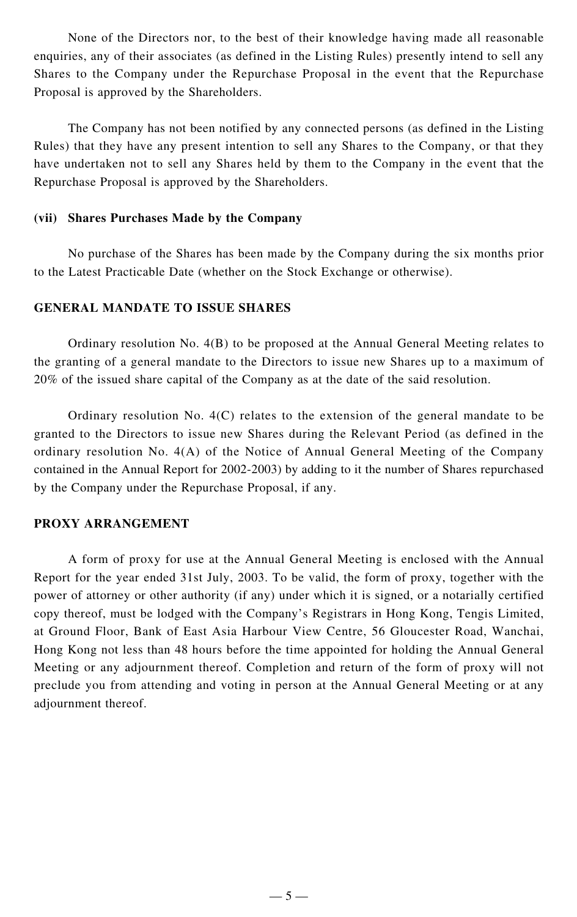None of the Directors nor, to the best of their knowledge having made all reasonable enquiries, any of their associates (as defined in the Listing Rules) presently intend to sell any Shares to the Company under the Repurchase Proposal in the event that the Repurchase Proposal is approved by the Shareholders.

The Company has not been notified by any connected persons (as defined in the Listing Rules) that they have any present intention to sell any Shares to the Company, or that they have undertaken not to sell any Shares held by them to the Company in the event that the Repurchase Proposal is approved by the Shareholders.

**(vii) Shares Purchases Made by the Company**

No purchase of the Shares has been made by the Company during the six months prior to the Latest Practicable Date (whether on the Stock Exchange or otherwise).

## GENERAL MANDATE TO ISSUE SHARES

Ordinary resolution No. 4(B) to be proposed at the Annual General Meeting relates to the granting of a general mandate to the Directors to issue new Shares up to a maximum of 20% of the issued share capital of the Company as at the date of the said resolution.

Ordinary resolution No. 4(C) relates to the extension of the general mandate to be granted to the Directors to issue new Shares during the Relevant Period (as defined in the ordinary resolution No. 4(A) of the Notice of Annual General Meeting of the Company contained in the Annual Report for 2002-2003) by adding to it the number of Shares repurchased by the Company under the Repurchase Proposal, if any.

## PROXY ARRANGEMENT

A form of proxy for use at the Annual General Meeting is enclosed with the Annual Report for the year ended 31st July, 2003. To be valid, the form of proxy, together with the power of attorney or other authority (if any) under which it is signed, or a notarially certified copy thereof, must be lodged with the Company's Registrars in Hong Kong, Tengis Limited, at Ground Floor, Bank of East Asia Harbour View Centre, 56 Gloucester Road, Wanchai, Hong Kong not less than 48 hours before the time appointed for holding the Annual General Meeting or any adjournment thereof. Completion and return of the form of proxy will not preclude you from attending and voting in person at the Annual General Meeting or at any adjournment thereof.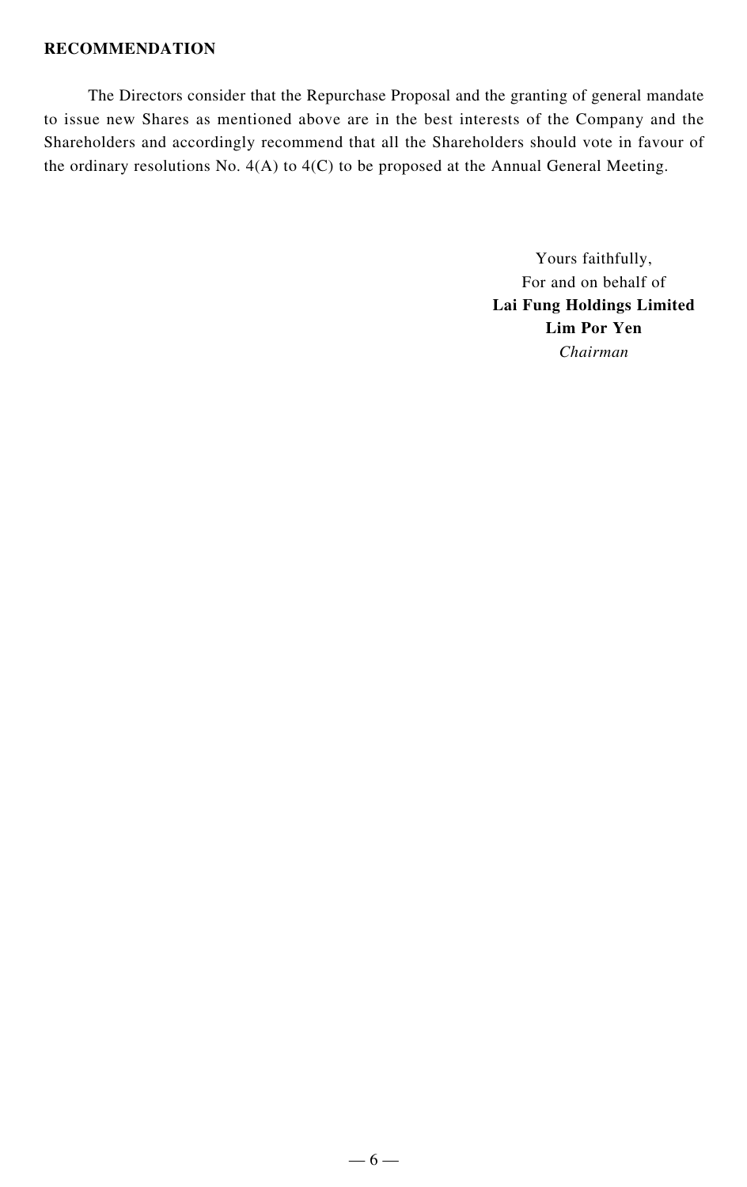## RECOMMENDATION

The Directors consider that the Repurchase Proposal and the granting of general mandate to issue new Shares as mentioned above are in the best interests of the Company and the Shareholders and accordingly recommend that all the Shareholders should vote in favour of the ordinary resolutions No. 4(A) to 4(C) to be proposed at the Annual General Meeting.

Yours faithfully,
For and on behalf of
**Lai Fung Holdings Limited**
**Lim Por Yen**
*Chairman*